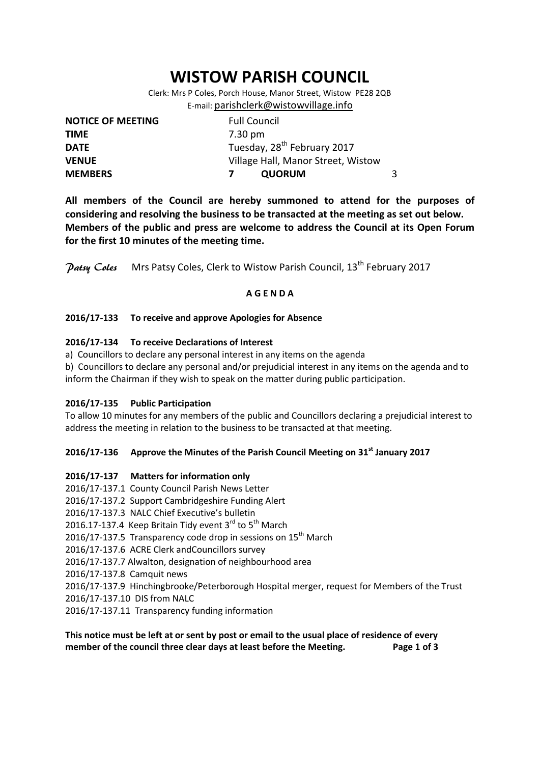# WISTOW PARISH COUNCIL

Clerk: Mrs P Coles, Porch House, Manor Street, Wistow PE28 2QB
E-mail: parishclerk@wistowvillage.info

| | | | |
|---|---|---|---|
| **NOTICE OF MEETING** | Full Council | | |
| **TIME** | 7.30 pm | | |
| **DATE** | Tuesday, 28th February 2017 | | |
| **VENUE** | Village Hall, Manor Street, Wistow | | |
| **MEMBERS** | **7** | **QUORUM** | 3 |

**All members of the Council are hereby summoned to attend for the purposes of considering and resolving the business to be transacted at the meeting as set out below. Members of the public and press are welcome to address the Council at its Open Forum for the first 10 minutes of the meeting time.**

*Patsy Coles* Mrs Patsy Coles, Clerk to Wistow Parish Council, 13th February 2017

**A G E N D A**

**2016/17-133 To receive and approve Apologies for Absence**

**2016/17-134 To receive Declarations of Interest**

a) Councillors to declare any personal interest in any items on the agenda

b) Councillors to declare any personal and/or prejudicial interest in any items on the agenda and to inform the Chairman if they wish to speak on the matter during public participation.

**2016/17-135 Public Participation**

To allow 10 minutes for any members of the public and Councillors declaring a prejudicial interest to address the meeting in relation to the business to be transacted at that meeting.

**2016/17-136 Approve the Minutes of the Parish Council Meeting on 31st January 2017**

**2016/17-137 Matters for information only**

2016/17-137.1 County Council Parish News Letter
2016/17-137.2 Support Cambridgeshire Funding Alert
2016/17-137.3 NALC Chief Executive's bulletin
2016.17-137.4 Keep Britain Tidy event 3rd to 5th March
2016/17-137.5 Transparency code drop in sessions on 15th March
2016/17-137.6 ACRE Clerk andCouncillors survey
2016/17-137.7 Alwalton, designation of neighbourhood area
2016/17-137.8 Camquit news
2016/17-137.9 Hinchingbrooke/Peterborough Hospital merger, request for Members of the Trust
2016/17-137.10 DIS from NALC
2016/17-137.11 Transparency funding information

**This notice must be left at or sent by post or email to the usual place of residence of every member of the council three clear days at least before the Meeting.**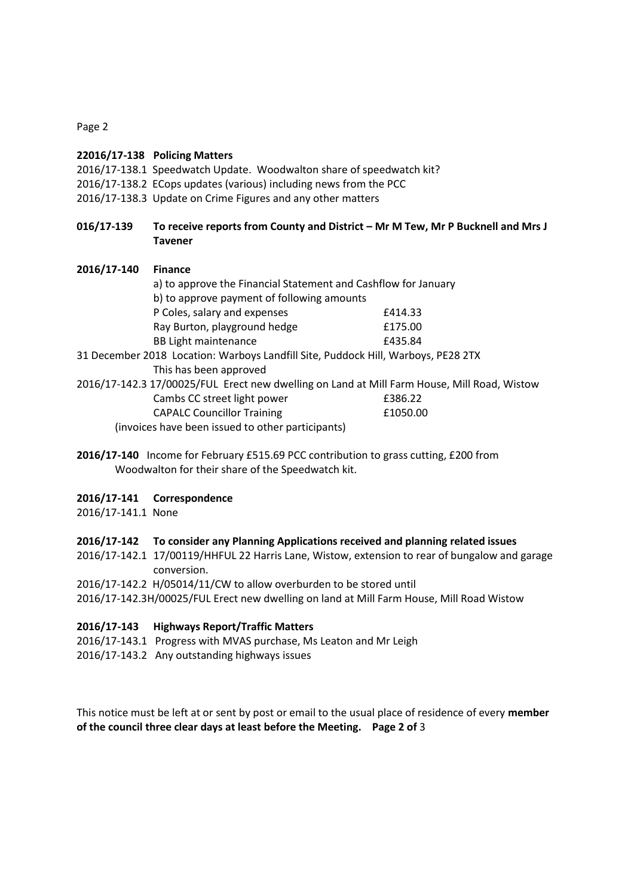**22016/17-138 Policing Matters**

2016/17-138.1 Speedwatch Update. Woodwalton share of speedwatch kit?
2016/17-138.2 ECops updates (various) including news from the PCC
2016/17-138.3 Update on Crime Figures and any other matters

**016/17-139 To receive reports from County and District – Mr M Tew, Mr P Bucknell and Mrs J Tavener**

**2016/17-140 Finance**

a) to approve the Financial Statement and Cashflow for January
b) to approve payment of following amounts

| | |
|---|---|
| P Coles, salary and expenses | £414.33 |
| Ray Burton, playground hedge | £175.00 |
| BB Light maintenance | £435.84 |

31 December 2018 Location: Warboys Landfill Site, Puddock Hill, Warboys, PE28 2TX
This has been approved
2016/17-142.3 17/00025/FUL Erect new dwelling on Land at Mill Farm House, Mill Road, Wistow

| | |
|---|---|
| Cambs CC street light power | £386.22 |
| CAPALC Councillor Training | £1050.00 |

(invoices have been issued to other participants)

**2016/17-140** Income for February £515.69 PCC contribution to grass cutting, £200 from Woodwalton for their share of the Speedwatch kit.

**2016/17-141 Correspondence**

2016/17-141.1 None

**2016/17-142 To consider any Planning Applications received and planning related issues**

2016/17-142.1 17/00119/HHFUL 22 Harris Lane, Wistow, extension to rear of bungalow and garage conversion.
2016/17-142.2 H/05014/11/CW to allow overburden to be stored until
2016/17-142.3H/00025/FUL Erect new dwelling on land at Mill Farm House, Mill Road Wistow

**2016/17-143 Highways Report/Traffic Matters**

2016/17-143.1 Progress with MVAS purchase, Ms Leaton and Mr Leigh
2016/17-143.2 Any outstanding highways issues

This notice must be left at or sent by post or email to the usual place of residence of every **member of the council three clear days at least before the Meeting.**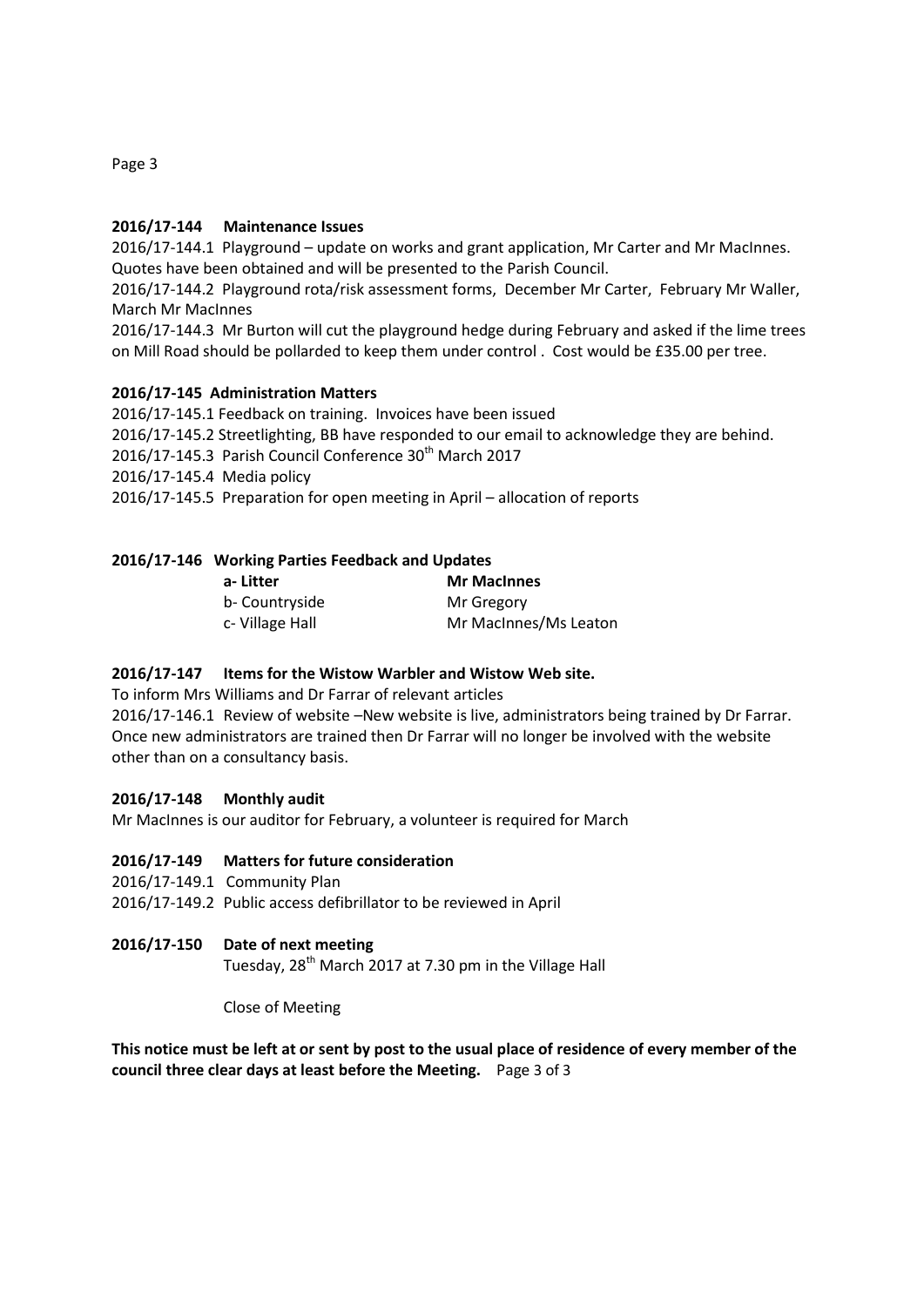**2016/17-144 Maintenance Issues**

2016/17-144.1 Playground – update on works and grant application, Mr Carter and Mr MacInnes. Quotes have been obtained and will be presented to the Parish Council.

2016/17-144.2 Playground rota/risk assessment forms, December Mr Carter, February Mr Waller, March Mr MacInnes

2016/17-144.3 Mr Burton will cut the playground hedge during February and asked if the lime trees on Mill Road should be pollarded to keep them under control . Cost would be £35.00 per tree.

**2016/17-145 Administration Matters**

2016/17-145.1 Feedback on training. Invoices have been issued

2016/17-145.2 Streetlighting, BB have responded to our email to acknowledge they are behind.

2016/17-145.3 Parish Council Conference 30th March 2017

2016/17-145.4 Media policy

2016/17-145.5 Preparation for open meeting in April – allocation of reports

**2016/17-146 Working Parties Feedback and Updates**

| | |
|---|---|
| **a- Litter** | **Mr MacInnes** |
| b- Countryside | Mr Gregory |
| c- Village Hall | Mr MacInnes/Ms Leaton |

**2016/17-147 Items for the Wistow Warbler and Wistow Web site.**

To inform Mrs Williams and Dr Farrar of relevant articles

2016/17-146.1 Review of website –New website is live, administrators being trained by Dr Farrar. Once new administrators are trained then Dr Farrar will no longer be involved with the website other than on a consultancy basis.

**2016/17-148 Monthly audit**

Mr MacInnes is our auditor for February, a volunteer is required for March

**2016/17-149 Matters for future consideration**

2016/17-149.1 Community Plan

2016/17-149.2 Public access defibrillator to be reviewed in April

**2016/17-150 Date of next meeting**

Tuesday, 28th March 2017 at 7.30 pm in the Village Hall

Close of Meeting

**This notice must be left at or sent by post to the usual place of residence of every member of the council three clear days at least before the Meeting.**